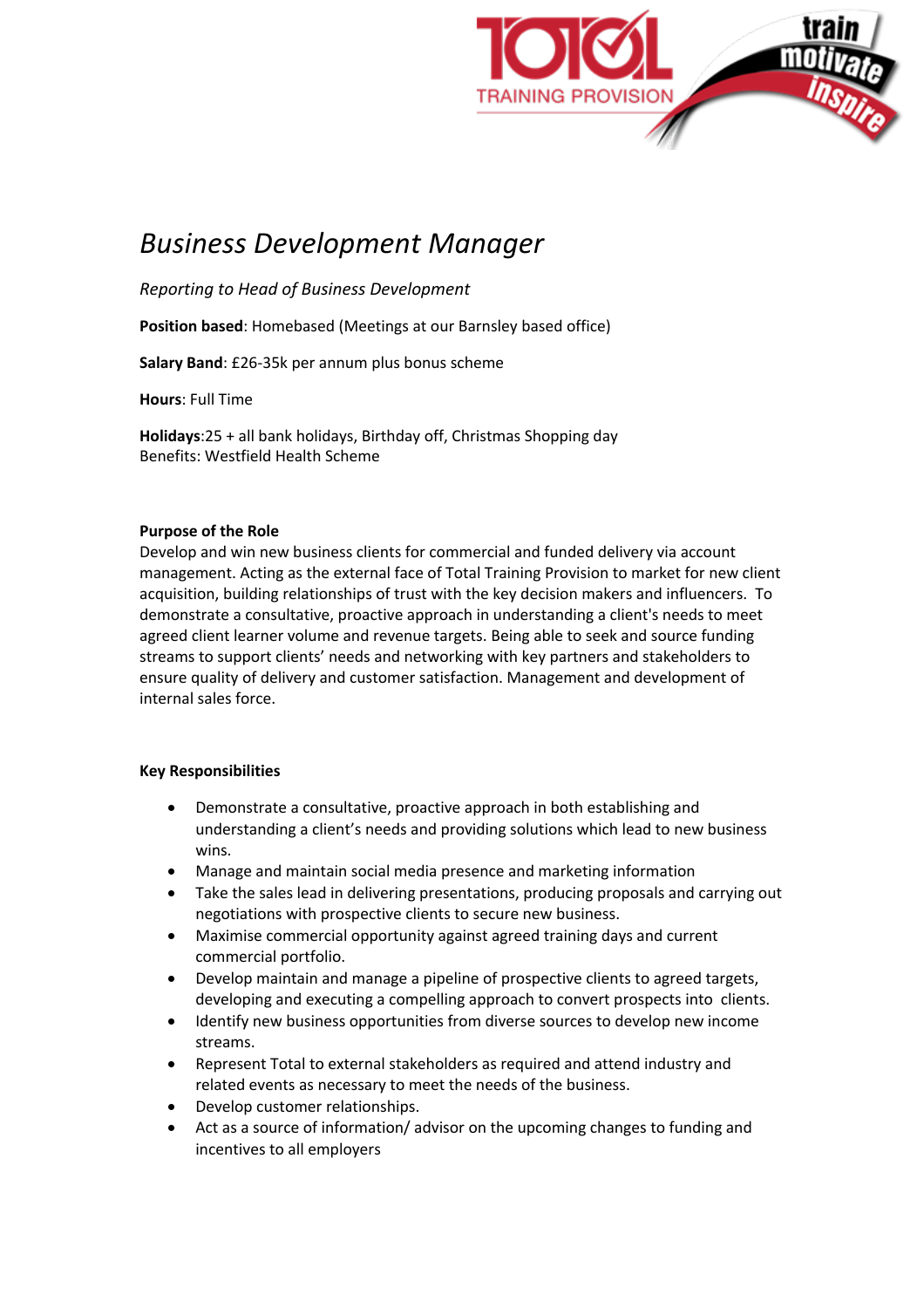# *Business Development Manager*

*Reporting to Head of Business Development*

**Position based**: Homebased (Meetings at our Barnsley based office)

**Salary Band**: £26-35k per annum plus bonus scheme

**Hours**: Full Time

**Holidays**:25 + all bank holidays, Birthday off, Christmas Shopping day
Benefits: Westfield Health Scheme

**Purpose of the Role**

Develop and win new business clients for commercial and funded delivery via account management. Acting as the external face of Total Training Provision to market for new client acquisition, building relationships of trust with the key decision makers and influencers. To demonstrate a consultative, proactive approach in understanding a client's needs to meet agreed client learner volume and revenue targets. Being able to seek and source funding streams to support clients' needs and networking with key partners and stakeholders to ensure quality of delivery and customer satisfaction. Management and development of internal sales force.

**Key Responsibilities**

- Demonstrate a consultative, proactive approach in both establishing and understanding a client's needs and providing solutions which lead to new business wins.
- Manage and maintain social media presence and marketing information
- Take the sales lead in delivering presentations, producing proposals and carrying out negotiations with prospective clients to secure new business.
- Maximise commercial opportunity against agreed training days and current commercial portfolio.
- Develop maintain and manage a pipeline of prospective clients to agreed targets, developing and executing a compelling approach to convert prospects into clients.
- Identify new business opportunities from diverse sources to develop new income streams.
- Represent Total to external stakeholders as required and attend industry and related events as necessary to meet the needs of the business.
- Develop customer relationships.
- Act as a source of information/ advisor on the upcoming changes to funding and incentives to all employers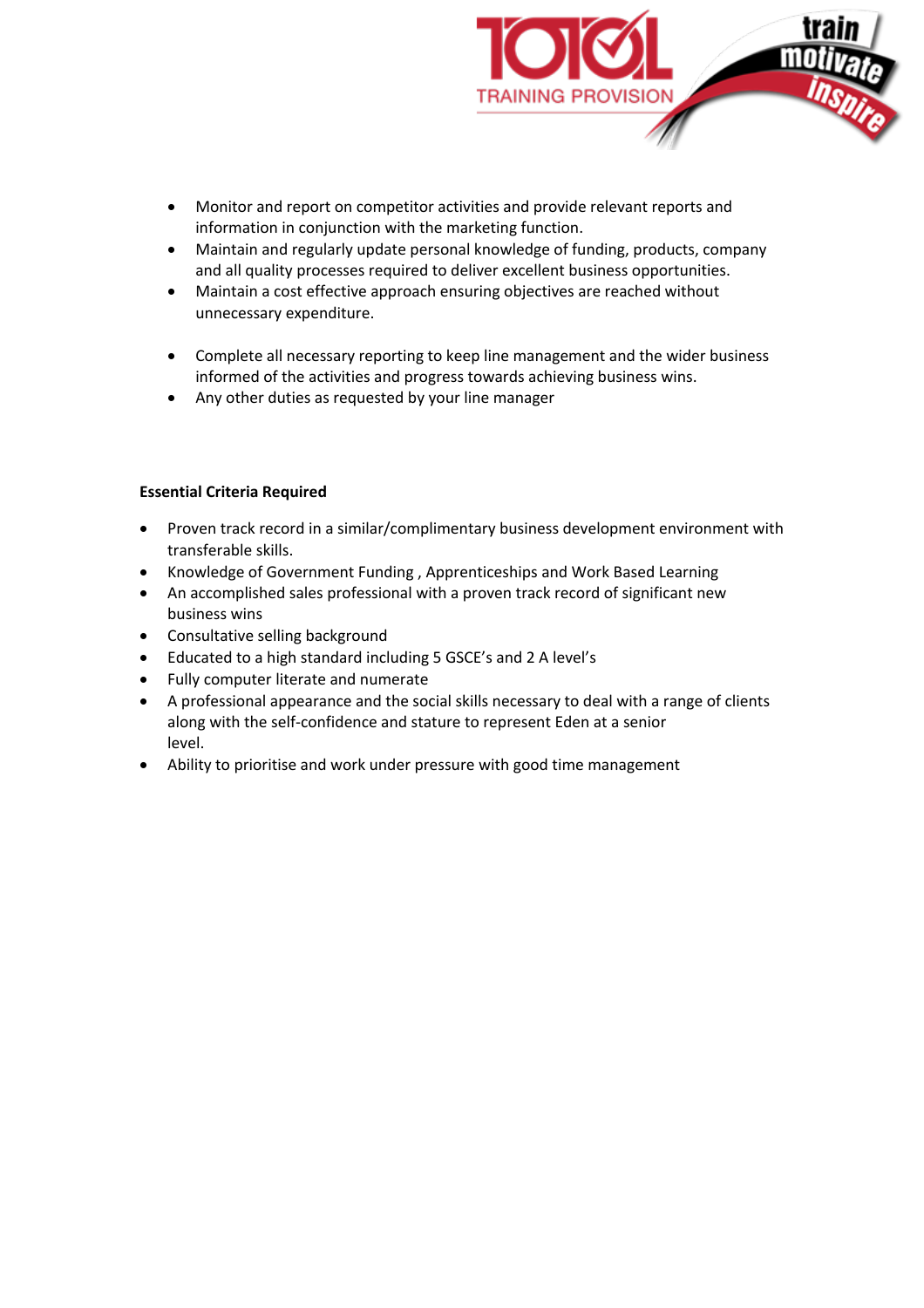- Monitor and report on competitor activities and provide relevant reports and information in conjunction with the marketing function.
- Maintain and regularly update personal knowledge of funding, products, company and all quality processes required to deliver excellent business opportunities.
- Maintain a cost effective approach ensuring objectives are reached without unnecessary expenditure.

- Complete all necessary reporting to keep line management and the wider business informed of the activities and progress towards achieving business wins.
- Any other duties as requested by your line manager

**Essential Criteria Required**

- Proven track record in a similar/complimentary business development environment with transferable skills.
- Knowledge of Government Funding , Apprenticeships and Work Based Learning
- An accomplished sales professional with a proven track record of significant new business wins
- Consultative selling background
- Educated to a high standard including 5 GSCE's and 2 A level's
- Fully computer literate and numerate
- A professional appearance and the social skills necessary to deal with a range of clients along with the self-confidence and stature to represent Eden at a senior level.
- Ability to prioritise and work under pressure with good time management